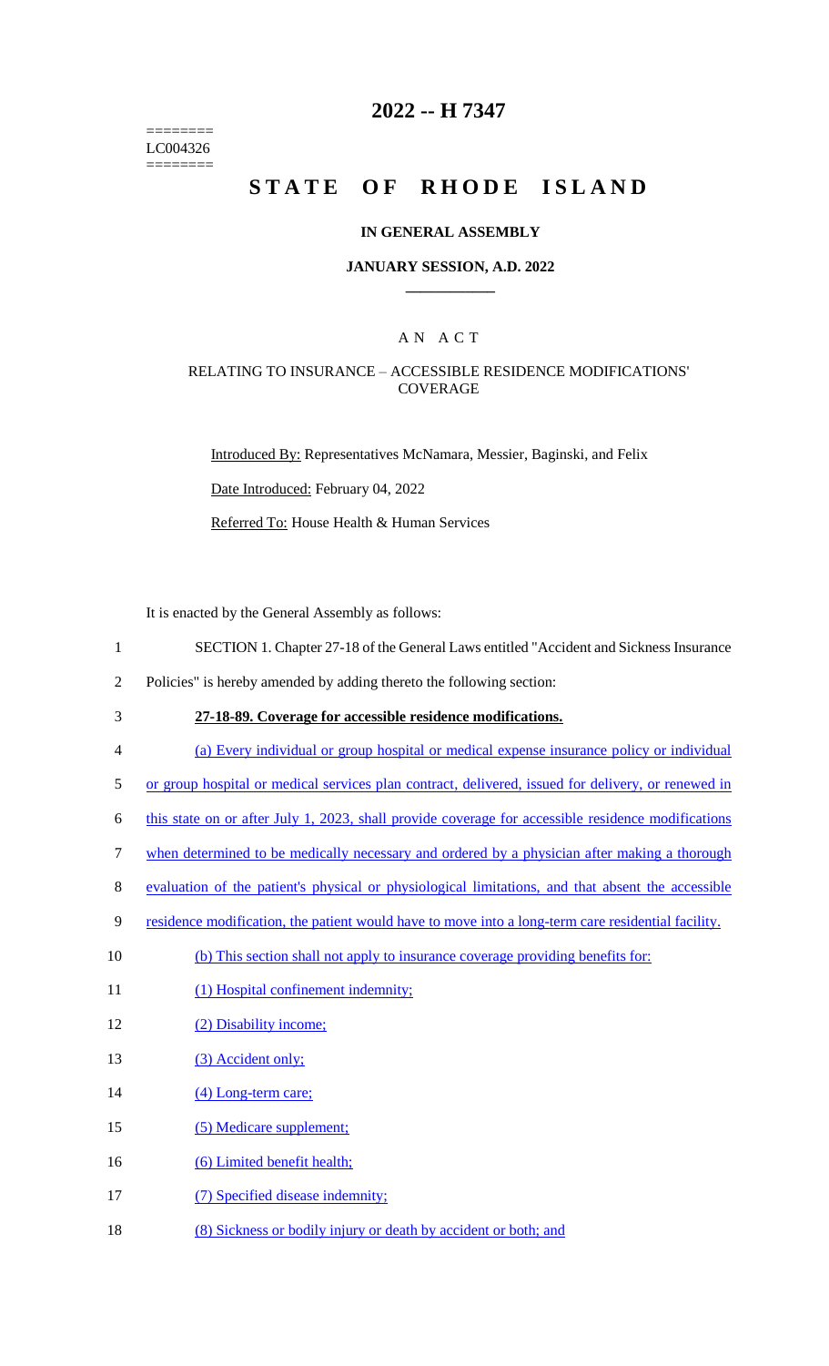========
LC004326
========

# 2022 -- H 7347

# STATE OF RHODE ISLAND

## IN GENERAL ASSEMBLY

### JANUARY SESSION, A.D. 2022

## A N A C T

### RELATING TO INSURANCE – ACCESSIBLE RESIDENCE MODIFICATIONS' COVERAGE

Introduced By: Representatives McNamara, Messier, Baginski, and Felix

Date Introduced: February 04, 2022

Referred To: House Health & Human Services

It is enacted by the General Assembly as follows:

1 SECTION 1. Chapter 27-18 of the General Laws entitled "Accident and Sickness Insurance
2 Policies" is hereby amended by adding thereto the following section:

3 **27-18-89. Coverage for accessible residence modifications.**

4 (a) Every individual or group hospital or medical expense insurance policy or individual
5 or group hospital or medical services plan contract, delivered, issued for delivery, or renewed in
6 this state on or after July 1, 2023, shall provide coverage for accessible residence modifications
7 when determined to be medically necessary and ordered by a physician after making a thorough
8 evaluation of the patient's physical or physiological limitations, and that absent the accessible
9 residence modification, the patient would have to move into a long-term care residential facility.

10 (b) This section shall not apply to insurance coverage providing benefits for:

11 (1) Hospital confinement indemnity;

12 (2) Disability income;

13 (3) Accident only;

14 (4) Long-term care;

15 (5) Medicare supplement;

16 (6) Limited benefit health;

17 (7) Specified disease indemnity;

18 (8) Sickness or bodily injury or death by accident or both; and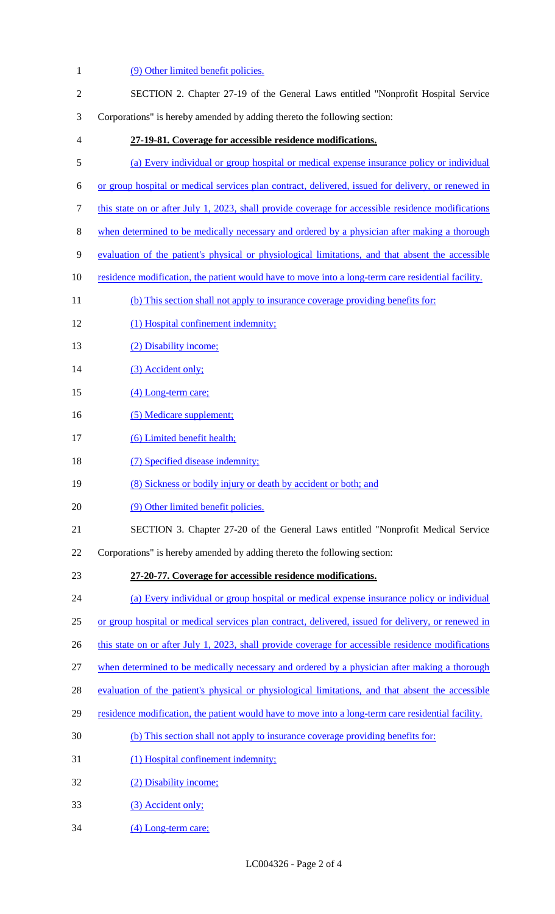(9) Other limited benefit policies.

SECTION 2. Chapter 27-19 of the General Laws entitled "Nonprofit Hospital Service Corporations" is hereby amended by adding thereto the following section:

**27-19-81. Coverage for accessible residence modifications.**

(a) Every individual or group hospital or medical expense insurance policy or individual or group hospital or medical services plan contract, delivered, issued for delivery, or renewed in this state on or after July 1, 2023, shall provide coverage for accessible residence modifications when determined to be medically necessary and ordered by a physician after making a thorough evaluation of the patient's physical or physiological limitations, and that absent the accessible residence modification, the patient would have to move into a long-term care residential facility.

(b) This section shall not apply to insurance coverage providing benefits for:

(1) Hospital confinement indemnity;

(2) Disability income;

(3) Accident only;

(4) Long-term care;

(5) Medicare supplement;

(6) Limited benefit health;

(7) Specified disease indemnity;

(8) Sickness or bodily injury or death by accident or both; and

(9) Other limited benefit policies.

SECTION 3. Chapter 27-20 of the General Laws entitled "Nonprofit Medical Service Corporations" is hereby amended by adding thereto the following section:

**27-20-77. Coverage for accessible residence modifications.**

(a) Every individual or group hospital or medical expense insurance policy or individual or group hospital or medical services plan contract, delivered, issued for delivery, or renewed in this state on or after July 1, 2023, shall provide coverage for accessible residence modifications when determined to be medically necessary and ordered by a physician after making a thorough evaluation of the patient's physical or physiological limitations, and that absent the accessible residence modification, the patient would have to move into a long-term care residential facility.

(b) This section shall not apply to insurance coverage providing benefits for:

(1) Hospital confinement indemnity;

(2) Disability income;

(3) Accident only;

(4) Long-term care;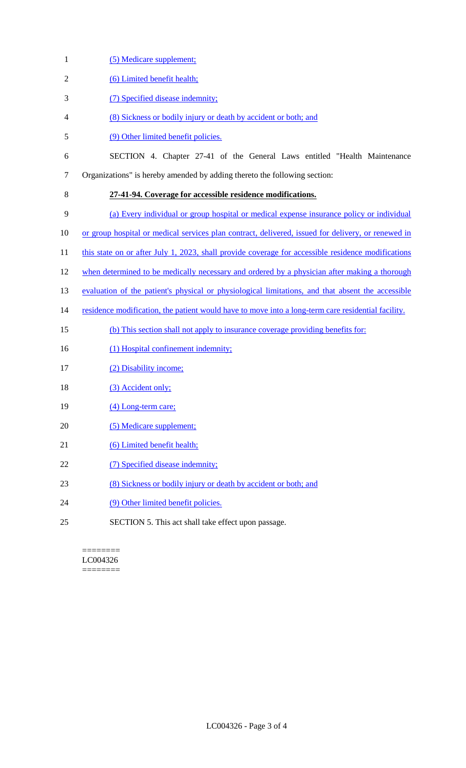(5) Medicare supplement;

(6) Limited benefit health;

(7) Specified disease indemnity;

(8) Sickness or bodily injury or death by accident or both; and

(9) Other limited benefit policies.

SECTION 4. Chapter 27-41 of the General Laws entitled "Health Maintenance Organizations" is hereby amended by adding thereto the following section:

**27-41-94. Coverage for accessible residence modifications.**

(a) Every individual or group hospital or medical expense insurance policy or individual or group hospital or medical services plan contract, delivered, issued for delivery, or renewed in this state on or after July 1, 2023, shall provide coverage for accessible residence modifications when determined to be medically necessary and ordered by a physician after making a thorough evaluation of the patient's physical or physiological limitations, and that absent the accessible residence modification, the patient would have to move into a long-term care residential facility.

(b) This section shall not apply to insurance coverage providing benefits for:

(1) Hospital confinement indemnity;

(2) Disability income;

(3) Accident only;

(4) Long-term care;

(5) Medicare supplement;

(6) Limited benefit health;

(7) Specified disease indemnity;

(8) Sickness or bodily injury or death by accident or both; and

(9) Other limited benefit policies.

SECTION 5. This act shall take effect upon passage.

========
LC004326
========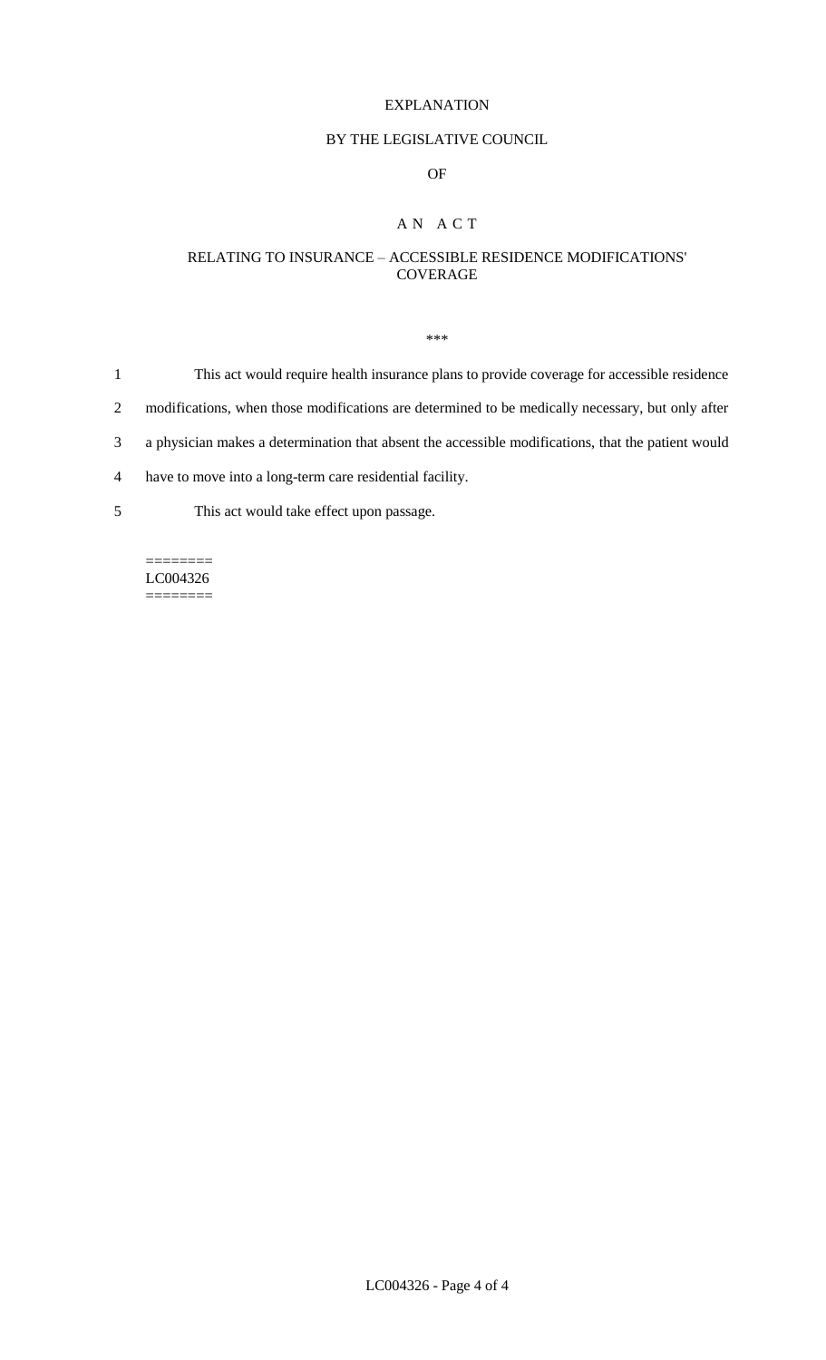EXPLANATION

BY THE LEGISLATIVE COUNCIL

OF

# A N A C T

## RELATING TO INSURANCE – ACCESSIBLE RESIDENCE MODIFICATIONS' COVERAGE

\*\*\*

1 This act would require health insurance plans to provide coverage for accessible residence

2 modifications, when those modifications are determined to be medically necessary, but only after

3 a physician makes a determination that absent the accessible modifications, that the patient would

4 have to move into a long-term care residential facility.

5 This act would take effect upon passage.

========
LC004326
========